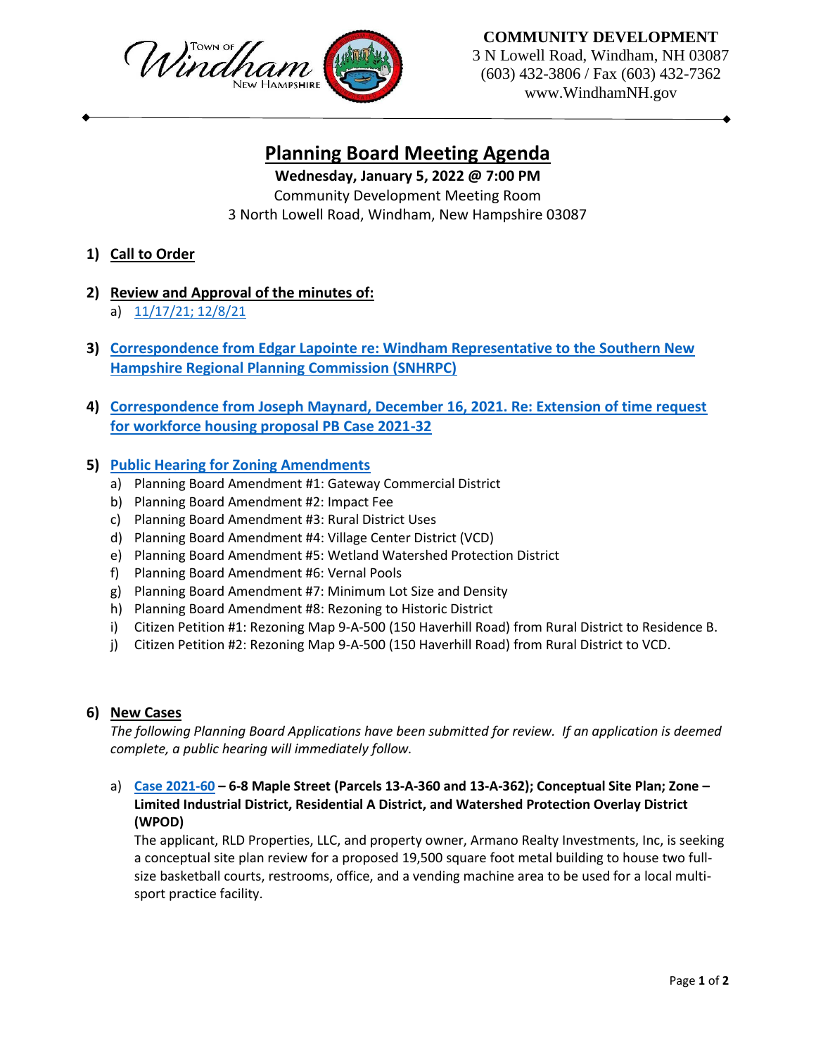Town of Windham New Hampshire

**COMMUNITY DEVELOPMENT**
3 N Lowell Road, Windham, NH 03087
(603) 432-3806 / Fax (603) 432-7362
www.WindhamNH.gov

# Planning Board Meeting Agenda

**Wednesday, January 5, 2022 @ 7:00 PM**
Community Development Meeting Room
3 North Lowell Road, Windham, New Hampshire 03087

1) **Call to Order**

2) **Review and Approval of the minutes of:**
   a) 11/17/21; 12/8/21

3) **Correspondence from Edgar Lapointe re: Windham Representative to the Southern New Hampshire Regional Planning Commission (SNHRPC)**

4) **Correspondence from Joseph Maynard, December 16, 2021. Re: Extension of time request for workforce housing proposal PB Case 2021-32**

5) **Public Hearing for Zoning Amendments**
   a) Planning Board Amendment #1: Gateway Commercial District
   b) Planning Board Amendment #2: Impact Fee
   c) Planning Board Amendment #3: Rural District Uses
   d) Planning Board Amendment #4: Village Center District (VCD)
   e) Planning Board Amendment #5: Wetland Watershed Protection District
   f) Planning Board Amendment #6: Vernal Pools
   g) Planning Board Amendment #7: Minimum Lot Size and Density
   h) Planning Board Amendment #8: Rezoning to Historic District
   i) Citizen Petition #1: Rezoning Map 9-A-500 (150 Haverhill Road) from Rural District to Residence B.
   j) Citizen Petition #2: Rezoning Map 9-A-500 (150 Haverhill Road) from Rural District to VCD.

6) **New Cases**

   *The following Planning Board Applications have been submitted for review. If an application is deemed complete, a public hearing will immediately follow.*

   a) **Case 2021-60 – 6-8 Maple Street (Parcels 13-A-360 and 13-A-362); Conceptual Site Plan; Zone – Limited Industrial District, Residential A District, and Watershed Protection Overlay District (WPOD)**

   The applicant, RLD Properties, LLC, and property owner, Armano Realty Investments, Inc, is seeking a conceptual site plan review for a proposed 19,500 square foot metal building to house two full-size basketball courts, restrooms, office, and a vending machine area to be used for a local multi-sport practice facility.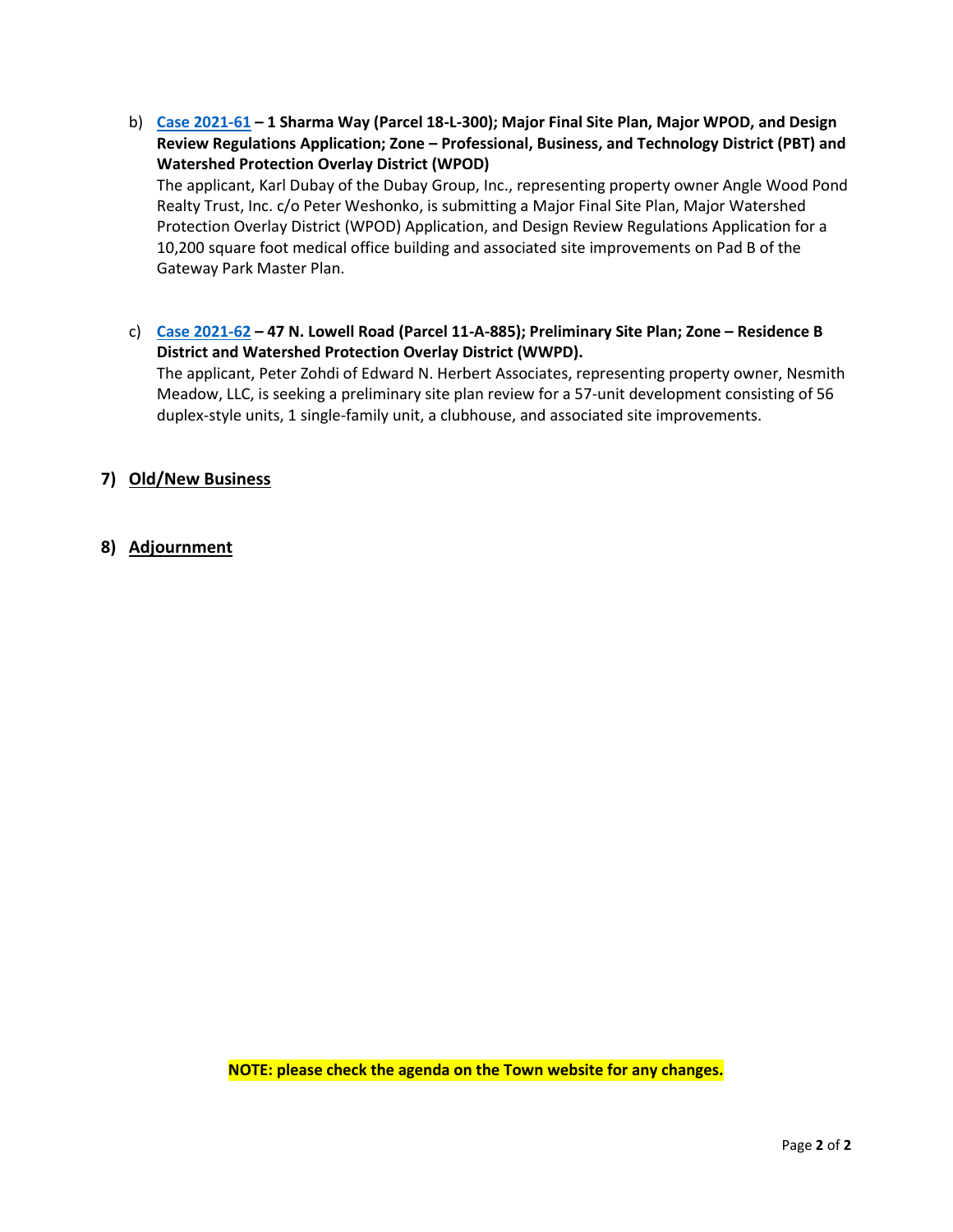b) **[Case 2021-61](#) – 1 Sharma Way (Parcel 18-L-300); Major Final Site Plan, Major WPOD, and Design Review Regulations Application; Zone – Professional, Business, and Technology District (PBT) and Watershed Protection Overlay District (WPOD)**
The applicant, Karl Dubay of the Dubay Group, Inc., representing property owner Angle Wood Pond Realty Trust, Inc. c/o Peter Weshonko, is submitting a Major Final Site Plan, Major Watershed Protection Overlay District (WPOD) Application, and Design Review Regulations Application for a 10,200 square foot medical office building and associated site improvements on Pad B of the Gateway Park Master Plan.

c) **[Case 2021-62](#) – 47 N. Lowell Road (Parcel 11-A-885); Preliminary Site Plan; Zone – Residence B District and Watershed Protection Overlay District (WWPD).**
The applicant, Peter Zohdi of Edward N. Herbert Associates, representing property owner, Nesmith Meadow, LLC, is seeking a preliminary site plan review for a 57-unit development consisting of 56 duplex-style units, 1 single-family unit, a clubhouse, and associated site improvements.

## 7) Old/New Business

## 8) Adjournment

**NOTE: please check the agenda on the Town website for any changes.**